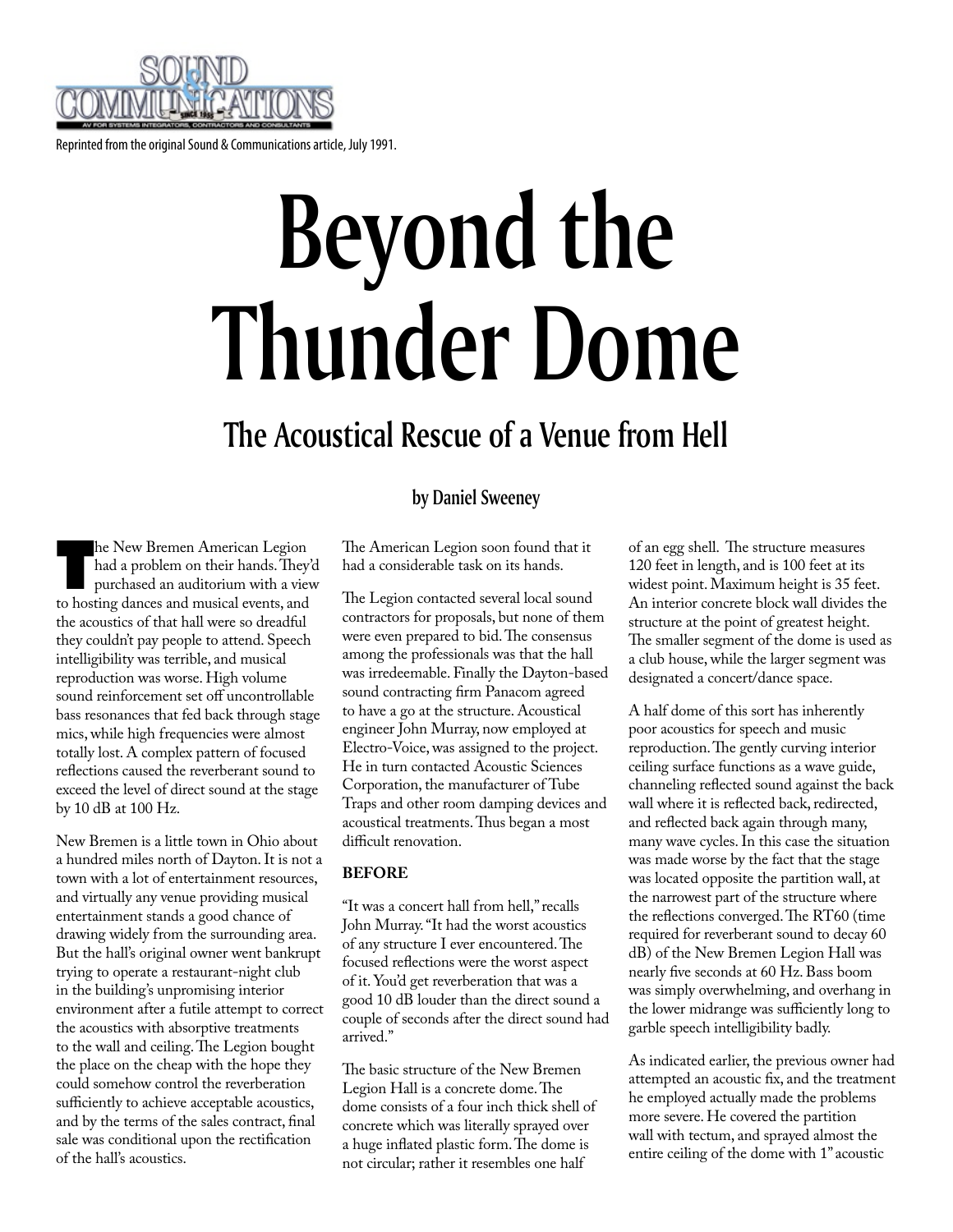Reprinted from the original Sound & Communications article, July 1991.

# Beyond the Thunder Dome

## The Acoustical Rescue of a Venue from Hell

**by Daniel Sweeney**

The New Bremen American Legion had a problem on their hands. They'd purchased an auditorium with a view to hosting dances and musical events, and the acoustics of that hall were so dreadful they couldn't pay people to attend. Speech intelligibility was terrible, and musical reproduction was worse. High volume sound reinforcement set off uncontrollable bass resonances that fed back through stage mics, while high frequencies were almost totally lost. A complex pattern of focused reflections caused the reverberant sound to exceed the level of direct sound at the stage by 10 dB at 100 Hz.

New Bremen is a little town in Ohio about a hundred miles north of Dayton. It is not a town with a lot of entertainment resources, and virtually any venue providing musical entertainment stands a good chance of drawing widely from the surrounding area. But the hall's original owner went bankrupt trying to operate a restaurant-night club in the building's unpromising interior environment after a futile attempt to correct the acoustics with absorptive treatments to the wall and ceiling. The Legion bought the place on the cheap with the hope they could somehow control the reverberation sufficiently to achieve acceptable acoustics, and by the terms of the sales contract, final sale was conditional upon the rectification of the hall's acoustics.

The American Legion soon found that it had a considerable task on its hands.

The Legion contacted several local sound contractors for proposals, but none of them were even prepared to bid. The consensus among the professionals was that the hall was irredeemable. Finally the Dayton-based sound contracting firm Panacom agreed to have a go at the structure. Acoustical engineer John Murray, now employed at Electro-Voice, was assigned to the project. He in turn contacted Acoustic Sciences Corporation, the manufacturer of Tube Traps and other room damping devices and acoustical treatments. Thus began a most difficult renovation.

**BEFORE**

"It was a concert hall from hell," recalls John Murray. "It had the worst acoustics of any structure I ever encountered. The focused reflections were the worst aspect of it. You'd get reverberation that was a good 10 dB louder than the direct sound a couple of seconds after the direct sound had arrived."

The basic structure of the New Bremen Legion Hall is a concrete dome. The dome consists of a four inch thick shell of concrete which was literally sprayed over a huge inflated plastic form. The dome is not circular; rather it resembles one half of an egg shell. The structure measures 120 feet in length, and is 100 feet at its widest point. Maximum height is 35 feet. An interior concrete block wall divides the structure at the point of greatest height. The smaller segment of the dome is used as a club house, while the larger segment was designated a concert/dance space.

A half dome of this sort has inherently poor acoustics for speech and music reproduction. The gently curving interior ceiling surface functions as a wave guide, channeling reflected sound against the back wall where it is reflected back, redirected, and reflected back again through many, many wave cycles. In this case the situation was made worse by the fact that the stage was located opposite the partition wall, at the narrowest part of the structure where the reflections converged. The RT60 (time required for reverberant sound to decay 60 dB) of the New Bremen Legion Hall was nearly five seconds at 60 Hz. Bass boom was simply overwhelming, and overhang in the lower midrange was sufficiently long to garble speech intelligibility badly.

As indicated earlier, the previous owner had attempted an acoustic fix, and the treatment he employed actually made the problems more severe. He covered the partition wall with tectum, and sprayed almost the entire ceiling of the dome with 1" acoustic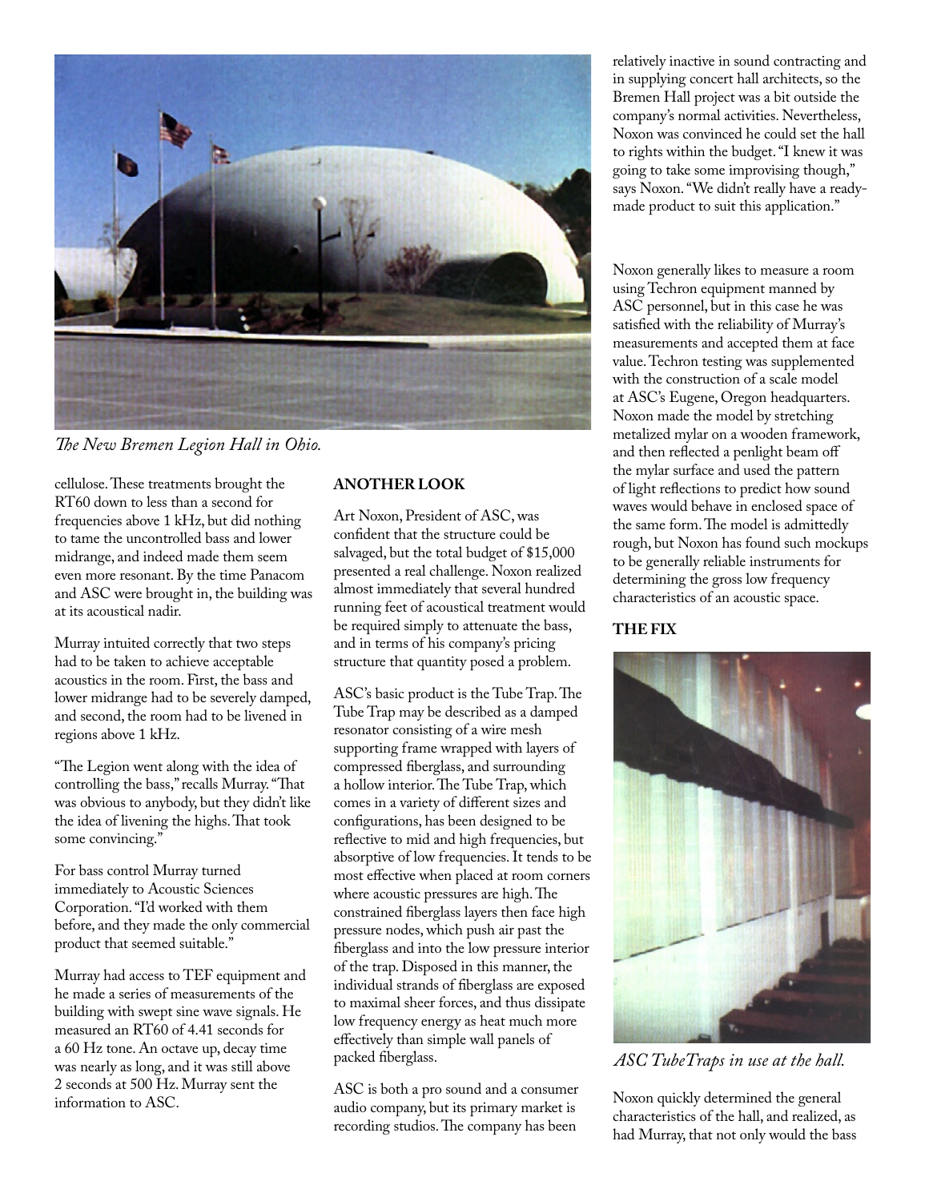*The New Bremen Legion Hall in Ohio.*

cellulose. These treatments brought the RT60 down to less than a second for frequencies above 1 kHz, but did nothing to tame the uncontrolled bass and lower midrange, and indeed made them seem even more resonant. By the time Panacom and ASC were brought in, the building was at its acoustical nadir.

Murray intuited correctly that two steps had to be taken to achieve acceptable acoustics in the room. First, the bass and lower midrange had to be severely damped, and second, the room had to be livened in regions above 1 kHz.

"The Legion went along with the idea of controlling the bass," recalls Murray. "That was obvious to anybody, but they didn't like the idea of livening the highs. That took some convincing."

For bass control Murray turned immediately to Acoustic Sciences Corporation. "I'd worked with them before, and they made the only commercial product that seemed suitable."

Murray had access to TEF equipment and he made a series of measurements of the building with swept sine wave signals. He measured an RT60 of 4.41 seconds for a 60 Hz tone. An octave up, decay time was nearly as long, and it was still above 2 seconds at 500 Hz. Murray sent the information to ASC.

## ANOTHER LOOK

Art Noxon, President of ASC, was confident that the structure could be salvaged, but the total budget of $15,000 presented a real challenge. Noxon realized almost immediately that several hundred running feet of acoustical treatment would be required simply to attenuate the bass, and in terms of his company's pricing structure that quantity posed a problem.

ASC's basic product is the Tube Trap. The Tube Trap may be described as a damped resonator consisting of a wire mesh supporting frame wrapped with layers of compressed fiberglass, and surrounding a hollow interior. The Tube Trap, which comes in a variety of different sizes and configurations, has been designed to be reflective to mid and high frequencies, but absorptive of low frequencies. It tends to be most effective when placed at room corners where acoustic pressures are high. The constrained fiberglass layers then face high pressure nodes, which push air past the fiberglass and into the low pressure interior of the trap. Disposed in this manner, the individual strands of fiberglass are exposed to maximal sheer forces, and thus dissipate low frequency energy as heat much more effectively than simple wall panels of packed fiberglass.

ASC is both a pro sound and a consumer audio company, but its primary market is recording studios. The company has been relatively inactive in sound contracting and in supplying concert hall architects, so the Bremen Hall project was a bit outside the company's normal activities. Nevertheless, Noxon was convinced he could set the hall to rights within the budget. "I knew it was going to take some improvising though," says Noxon. "We didn't really have a ready-made product to suit this application."

Noxon generally likes to measure a room using Techron equipment manned by ASC personnel, but in this case he was satisfied with the reliability of Murray's measurements and accepted them at face value. Techron testing was supplemented with the construction of a scale model at ASC's Eugene, Oregon headquarters. Noxon made the model by stretching metalized mylar on a wooden framework, and then reflected a penlight beam off the mylar surface and used the pattern of light reflections to predict how sound waves would behave in enclosed space of the same form. The model is admittedly rough, but Noxon has found such mockups to be generally reliable instruments for determining the gross low frequency characteristics of an acoustic space.

## THE FIX

*ASC TubeTraps in use at the hall.*

Noxon quickly determined the general characteristics of the hall, and realized, as had Murray, that not only would the bass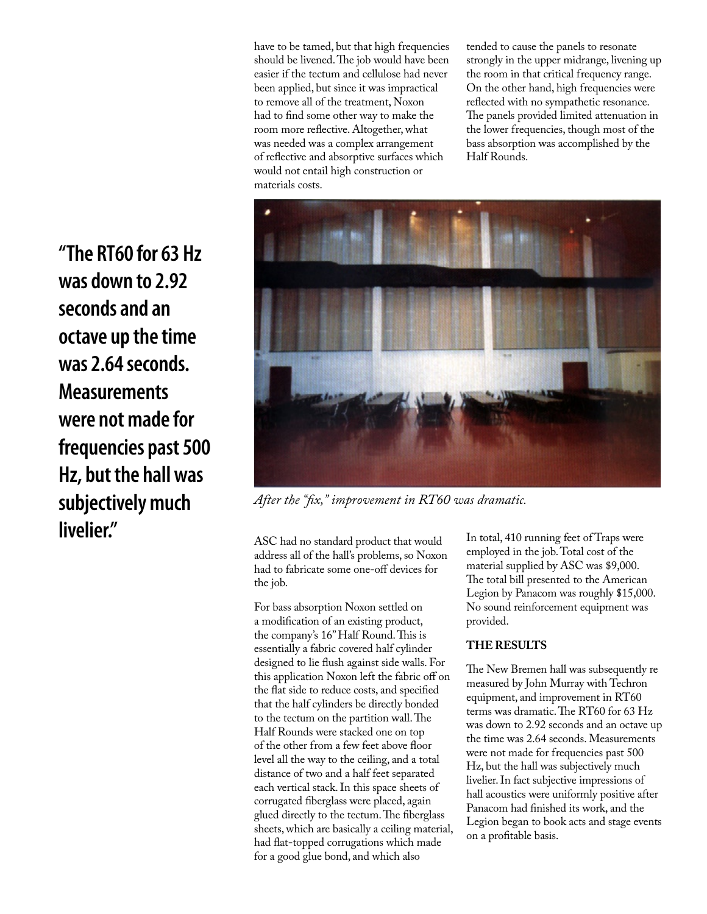have to be tamed, but that high frequencies should be livened. The job would have been easier if the tectum and cellulose had never been applied, but since it was impractical to remove all of the treatment, Noxon had to find some other way to make the room more reflective. Altogether, what was needed was a complex arrangement of reflective and absorptive surfaces which would not entail high construction or materials costs.

tended to cause the panels to resonate strongly in the upper midrange, livening up the room in that critical frequency range. On the other hand, high frequencies were reflected with no sympathetic resonance. The panels provided limited attenuation in the lower frequencies, though most of the bass absorption was accomplished by the Half Rounds.

**"The RT60 for 63 Hz was down to 2.92 seconds and an octave up the time was 2.64 seconds. Measurements were not made for frequencies past 500 Hz, but the hall was subjectively much livelier."**

*After the "fix," improvement in RT60 was dramatic.*

ASC had no standard product that would address all of the hall's problems, so Noxon had to fabricate some one-off devices for the job.

For bass absorption Noxon settled on a modification of an existing product, the company's 16" Half Round. This is essentially a fabric covered half cylinder designed to lie flush against side walls. For this application Noxon left the fabric off on the flat side to reduce costs, and specified that the half cylinders be directly bonded to the tectum on the partition wall. The Half Rounds were stacked one on top of the other from a few feet above floor level all the way to the ceiling, and a total distance of two and a half feet separated each vertical stack. In this space sheets of corrugated fiberglass were placed, again glued directly to the tectum. The fiberglass sheets, which are basically a ceiling material, had flat-topped corrugations which made for a good glue bond, and which also

In total, 410 running feet of Traps were employed in the job. Total cost of the material supplied by ASC was $9,000. The total bill presented to the American Legion by Panacom was roughly $15,000. No sound reinforcement equipment was provided.

### THE RESULTS

The New Bremen hall was subsequently re measured by John Murray with Techron equipment, and improvement in RT60 terms was dramatic. The RT60 for 63 Hz was down to 2.92 seconds and an octave up the time was 2.64 seconds. Measurements were not made for frequencies past 500 Hz, but the hall was subjectively much livelier. In fact subjective impressions of hall acoustics were uniformly positive after Panacom had finished its work, and the Legion began to book acts and stage events on a profitable basis.